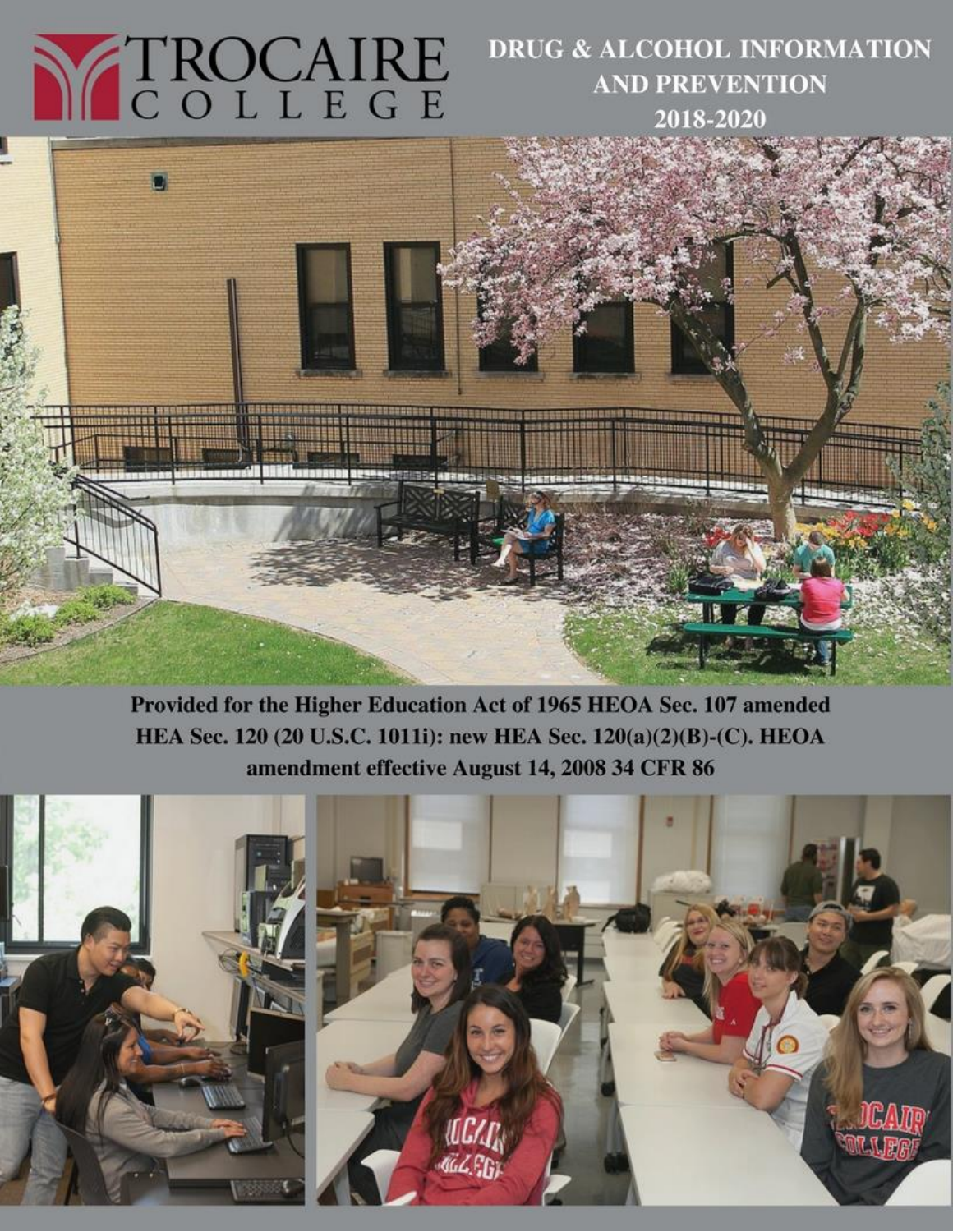# TROCAIRE COLLEGE

## DRUG & ALCOHOL INFORMATION AND PREVENTION 2018-2020

**Provided for the Higher Education Act of 1965 HEOA Sec. 107 amended HEA Sec. 120 (20 U.S.C. 1011i): new HEA Sec. 120(a)(2)(B)-(C). HEOA amendment effective August 14, 2008 34 CFR 86**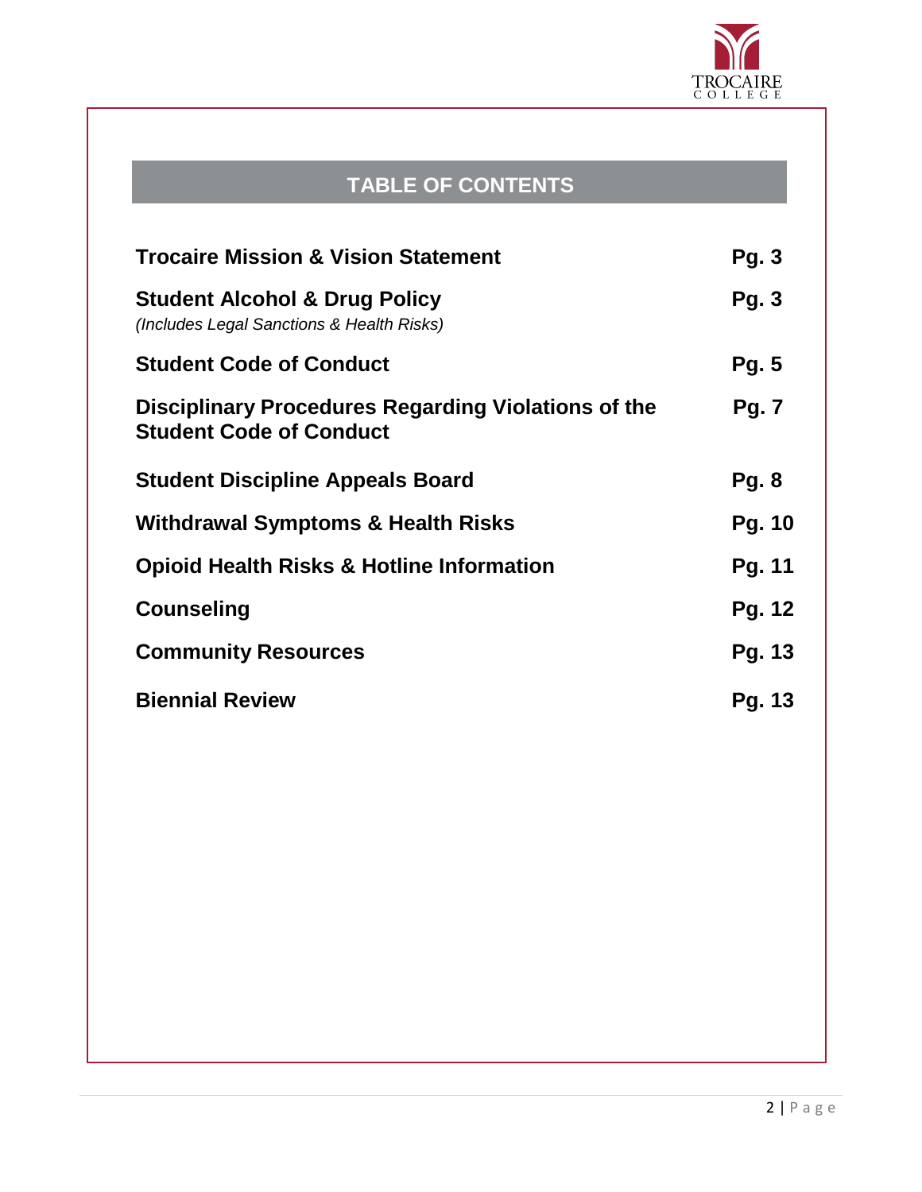## TABLE OF CONTENTS

| | |
|---|---|
| **Trocaire Mission & Vision Statement** | **Pg. 3** |
| **Student Alcohol & Drug Policy** *(Includes Legal Sanctions & Health Risks)* | **Pg. 3** |
| **Student Code of Conduct** | **Pg. 5** |
| **Disciplinary Procedures Regarding Violations of the Student Code of Conduct** | **Pg. 7** |
| **Student Discipline Appeals Board** | **Pg. 8** |
| **Withdrawal Symptoms & Health Risks** | **Pg. 10** |
| **Opioid Health Risks & Hotline Information** | **Pg. 11** |
| **Counseling** | **Pg. 12** |
| **Community Resources** | **Pg. 13** |
| **Biennial Review** | **Pg. 13** |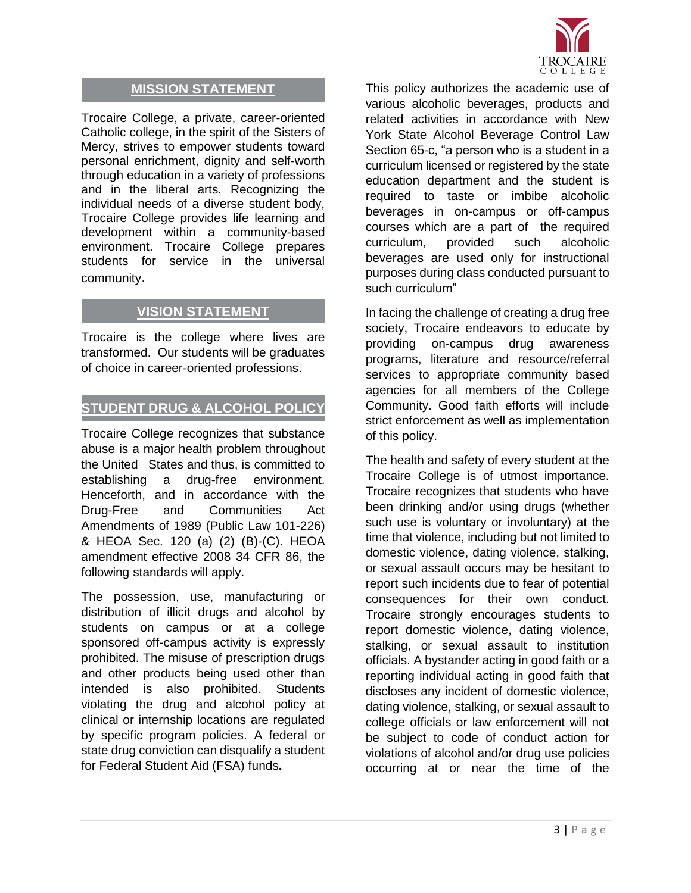## MISSION STATEMENT

Trocaire College, a private, career-oriented Catholic college, in the spirit of the Sisters of Mercy, strives to empower students toward personal enrichment, dignity and self-worth through education in a variety of professions and in the liberal arts. Recognizing the individual needs of a diverse student body, Trocaire College provides life learning and development within a community-based environment. Trocaire College prepares students for service in the universal community.

## VISION STATEMENT

Trocaire is the college where lives are transformed. Our students will be graduates of choice in career-oriented professions.

## STUDENT DRUG & ALCOHOL POLICY

Trocaire College recognizes that substance abuse is a major health problem throughout the United States and thus, is committed to establishing a drug-free environment. Henceforth, and in accordance with the Drug-Free and Communities Act Amendments of 1989 (Public Law 101-226) & HEOA Sec. 120 (a) (2) (B)-(C). HEOA amendment effective 2008 34 CFR 86, the following standards will apply.

The possession, use, manufacturing or distribution of illicit drugs and alcohol by students on campus or at a college sponsored off-campus activity is expressly prohibited. The misuse of prescription drugs and other products being used other than intended is also prohibited. Students violating the drug and alcohol policy at clinical or internship locations are regulated by specific program policies. A federal or state drug conviction can disqualify a student for Federal Student Aid (FSA) funds**.**

This policy authorizes the academic use of various alcoholic beverages, products and related activities in accordance with New York State Alcohol Beverage Control Law Section 65-c, "a person who is a student in a curriculum licensed or registered by the state education department and the student is required to taste or imbibe alcoholic beverages in on-campus or off-campus courses which are a part of the required curriculum, provided such alcoholic beverages are used only for instructional purposes during class conducted pursuant to such curriculum"

In facing the challenge of creating a drug free society, Trocaire endeavors to educate by providing on-campus drug awareness programs, literature and resource/referral services to appropriate community based agencies for all members of the College Community. Good faith efforts will include strict enforcement as well as implementation of this policy.

The health and safety of every student at the Trocaire College is of utmost importance. Trocaire recognizes that students who have been drinking and/or using drugs (whether such use is voluntary or involuntary) at the time that violence, including but not limited to domestic violence, dating violence, stalking, or sexual assault occurs may be hesitant to report such incidents due to fear of potential consequences for their own conduct. Trocaire strongly encourages students to report domestic violence, dating violence, stalking, or sexual assault to institution officials. A bystander acting in good faith or a reporting individual acting in good faith that discloses any incident of domestic violence, dating violence, stalking, or sexual assault to college officials or law enforcement will not be subject to code of conduct action for violations of alcohol and/or drug use policies occurring at or near the time of the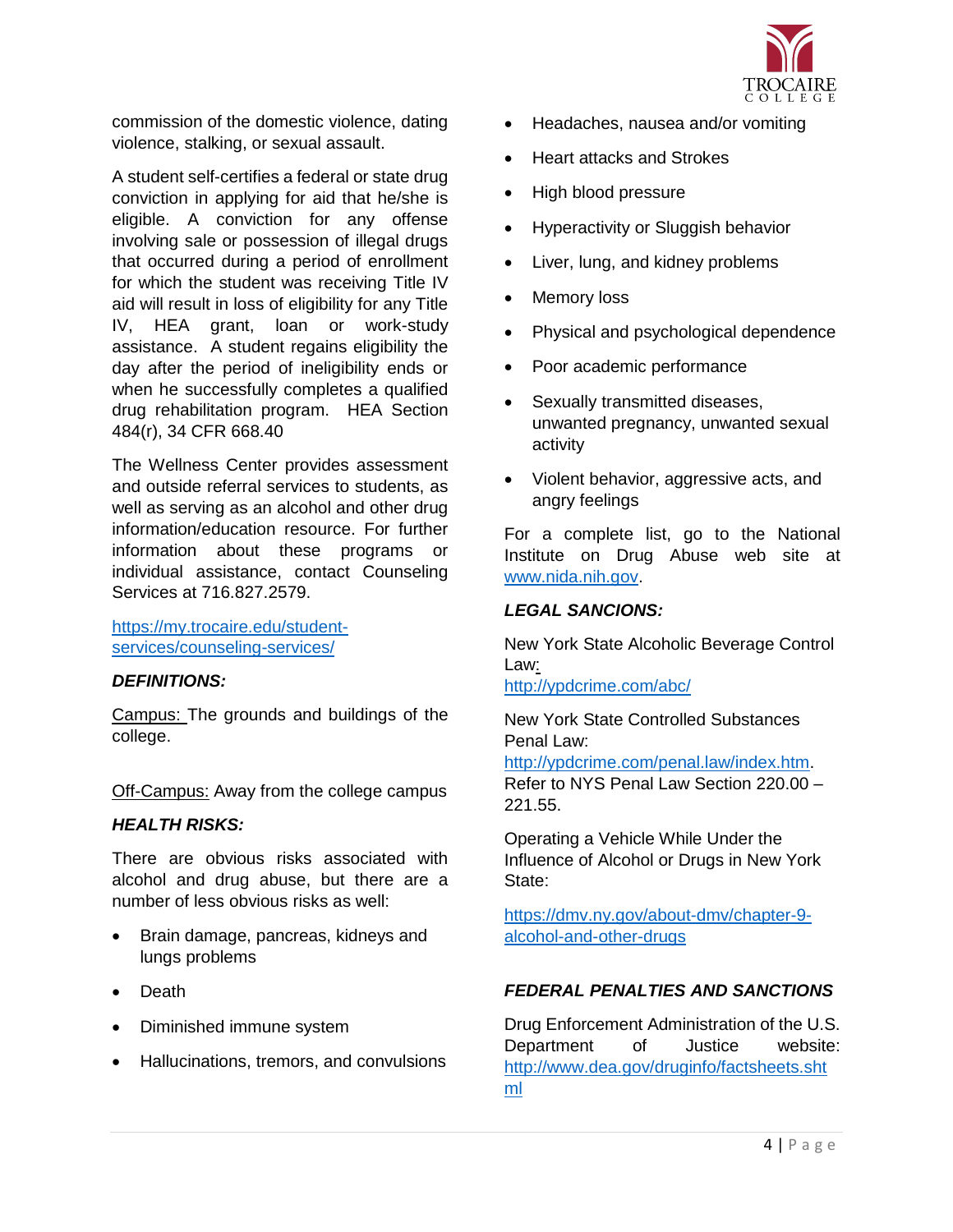commission of the domestic violence, dating violence, stalking, or sexual assault.

A student self-certifies a federal or state drug conviction in applying for aid that he/she is eligible. A conviction for any offense involving sale or possession of illegal drugs that occurred during a period of enrollment for which the student was receiving Title IV aid will result in loss of eligibility for any Title IV, HEA grant, loan or work-study assistance. A student regains eligibility the day after the period of ineligibility ends or when he successfully completes a qualified drug rehabilitation program. HEA Section 484(r), 34 CFR 668.40

The Wellness Center provides assessment and outside referral services to students, as well as serving as an alcohol and other drug information/education resource. For further information about these programs or individual assistance, contact Counseling Services at 716.827.2579.

https://my.trocaire.edu/student-services/counseling-services/

***DEFINITIONS:***

Campus: The grounds and buildings of the college.

Off-Campus: Away from the college campus

***HEALTH RISKS:***

There are obvious risks associated with alcohol and drug abuse, but there are a number of less obvious risks as well:

- Brain damage, pancreas, kidneys and lungs problems
- Death
- Diminished immune system
- Hallucinations, tremors, and convulsions
- Headaches, nausea and/or vomiting
- Heart attacks and Strokes
- High blood pressure
- Hyperactivity or Sluggish behavior
- Liver, lung, and kidney problems
- Memory loss
- Physical and psychological dependence
- Poor academic performance
- Sexually transmitted diseases, unwanted pregnancy, unwanted sexual activity
- Violent behavior, aggressive acts, and angry feelings

For a complete list, go to the National Institute on Drug Abuse web site at www.nida.nih.gov.

***LEGAL SANCIONS:***

New York State Alcoholic Beverage Control Law:
http://ypdcrime.com/abc/

New York State Controlled Substances Penal Law:
http://ypdcrime.com/penal.law/index.htm. Refer to NYS Penal Law Section 220.00 – 221.55.

Operating a Vehicle While Under the Influence of Alcohol or Drugs in New York State:

https://dmv.ny.gov/about-dmv/chapter-9-alcohol-and-other-drugs

***FEDERAL PENALTIES AND SANCTIONS***

Drug Enforcement Administration of the U.S. Department of Justice website: http://www.dea.gov/druginfo/factsheets.shtml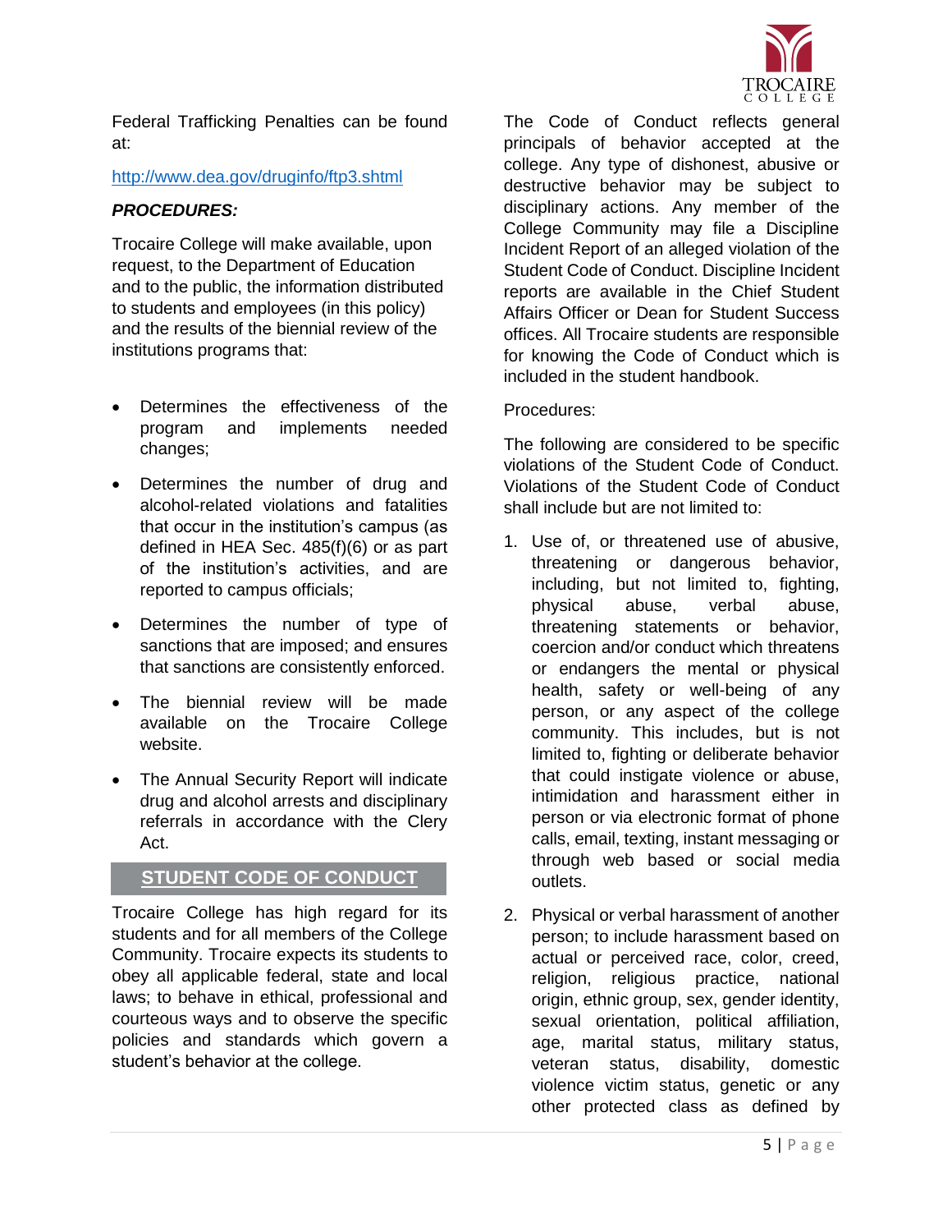Federal Trafficking Penalties can be found at:

http://www.dea.gov/druginfo/ftp3.shtml

***PROCEDURES:***

Trocaire College will make available, upon request, to the Department of Education and to the public, the information distributed to students and employees (in this policy) and the results of the biennial review of the institutions programs that:

- Determines the effectiveness of the program and implements needed changes;
- Determines the number of drug and alcohol-related violations and fatalities that occur in the institution's campus (as defined in HEA Sec. 485(f)(6) or as part of the institution's activities, and are reported to campus officials;
- Determines the number of type of sanctions that are imposed; and ensures that sanctions are consistently enforced.
- The biennial review will be made available on the Trocaire College website.
- The Annual Security Report will indicate drug and alcohol arrests and disciplinary referrals in accordance with the Clery Act.

## STUDENT CODE OF CONDUCT

Trocaire College has high regard for its students and for all members of the College Community. Trocaire expects its students to obey all applicable federal, state and local laws; to behave in ethical, professional and courteous ways and to observe the specific policies and standards which govern a student's behavior at the college.

The Code of Conduct reflects general principals of behavior accepted at the college. Any type of dishonest, abusive or destructive behavior may be subject to disciplinary actions. Any member of the College Community may file a Discipline Incident Report of an alleged violation of the Student Code of Conduct. Discipline Incident reports are available in the Chief Student Affairs Officer or Dean for Student Success offices. All Trocaire students are responsible for knowing the Code of Conduct which is included in the student handbook.

Procedures:

The following are considered to be specific violations of the Student Code of Conduct. Violations of the Student Code of Conduct shall include but are not limited to:

1. Use of, or threatened use of abusive, threatening or dangerous behavior, including, but not limited to, fighting, physical abuse, verbal abuse, threatening statements or behavior, coercion and/or conduct which threatens or endangers the mental or physical health, safety or well-being of any person, or any aspect of the college community. This includes, but is not limited to, fighting or deliberate behavior that could instigate violence or abuse, intimidation and harassment either in person or via electronic format of phone calls, email, texting, instant messaging or through web based or social media outlets.
2. Physical or verbal harassment of another person; to include harassment based on actual or perceived race, color, creed, religion, religious practice, national origin, ethnic group, sex, gender identity, sexual orientation, political affiliation, age, marital status, military status, veteran status, disability, domestic violence victim status, genetic or any other protected class as defined by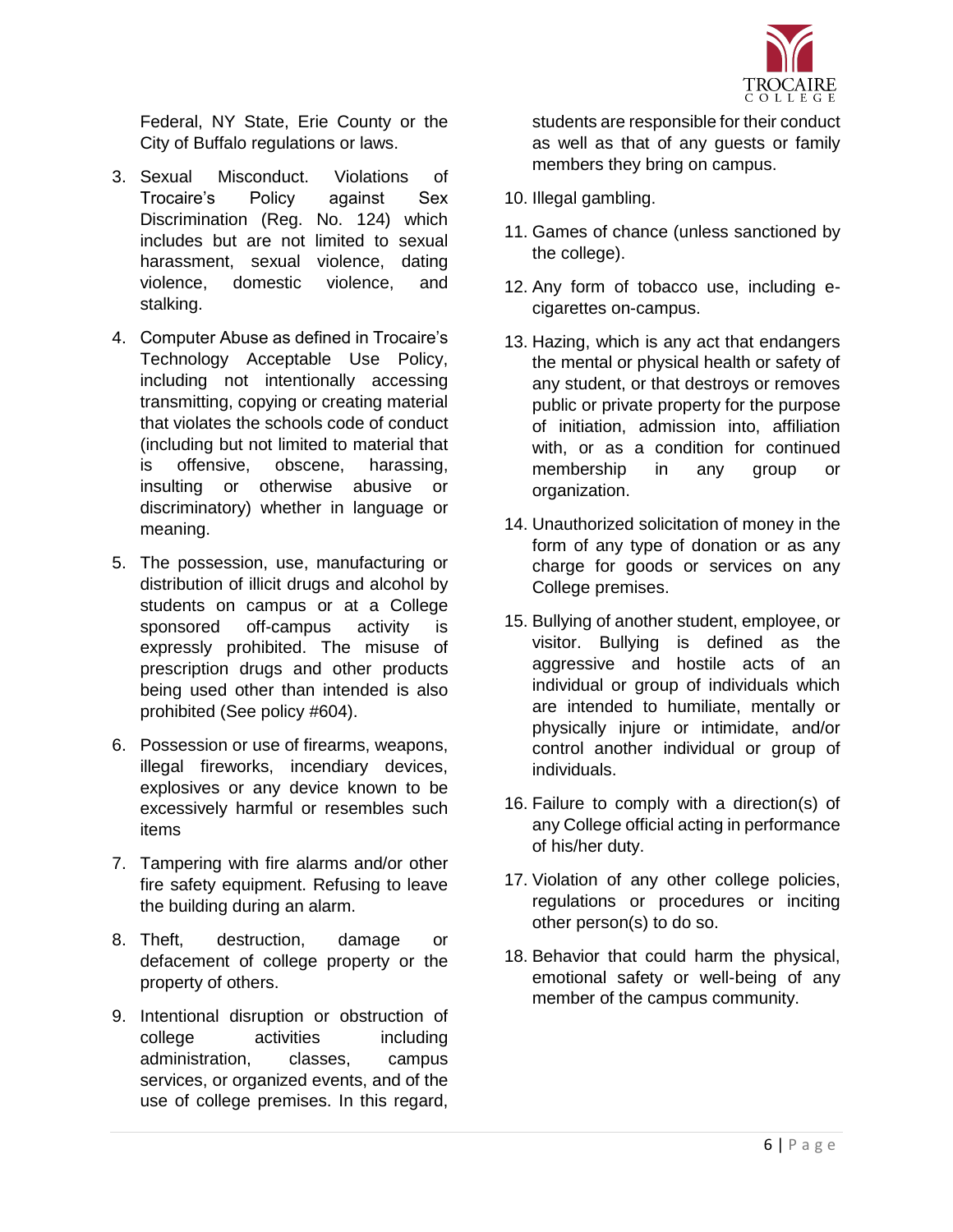Federal, NY State, Erie County or the City of Buffalo regulations or laws.

3. Sexual Misconduct. Violations of Trocaire's Policy against Sex Discrimination (Reg. No. 124) which includes but are not limited to sexual harassment, sexual violence, dating violence, domestic violence, and stalking.
4. Computer Abuse as defined in Trocaire's Technology Acceptable Use Policy, including not intentionally accessing transmitting, copying or creating material that violates the schools code of conduct (including but not limited to material that is offensive, obscene, harassing, insulting or otherwise abusive or discriminatory) whether in language or meaning.
5. The possession, use, manufacturing or distribution of illicit drugs and alcohol by students on campus or at a College sponsored off-campus activity is expressly prohibited. The misuse of prescription drugs and other products being used other than intended is also prohibited (See policy #604).
6. Possession or use of firearms, weapons, illegal fireworks, incendiary devices, explosives or any device known to be excessively harmful or resembles such items
7. Tampering with fire alarms and/or other fire safety equipment. Refusing to leave the building during an alarm.
8. Theft, destruction, damage or defacement of college property or the property of others.
9. Intentional disruption or obstruction of college activities including administration, classes, campus services, or organized events, and of the use of college premises. In this regard, students are responsible for their conduct as well as that of any guests or family members they bring on campus.
10. Illegal gambling.
11. Games of chance (unless sanctioned by the college).
12. Any form of tobacco use, including e-cigarettes on-campus.
13. Hazing, which is any act that endangers the mental or physical health or safety of any student, or that destroys or removes public or private property for the purpose of initiation, admission into, affiliation with, or as a condition for continued membership in any group or organization.
14. Unauthorized solicitation of money in the form of any type of donation or as any charge for goods or services on any College premises.
15. Bullying of another student, employee, or visitor. Bullying is defined as the aggressive and hostile acts of an individual or group of individuals which are intended to humiliate, mentally or physically injure or intimidate, and/or control another individual or group of individuals.
16. Failure to comply with a direction(s) of any College official acting in performance of his/her duty.
17. Violation of any other college policies, regulations or procedures or inciting other person(s) to do so.
18. Behavior that could harm the physical, emotional safety or well-being of any member of the campus community.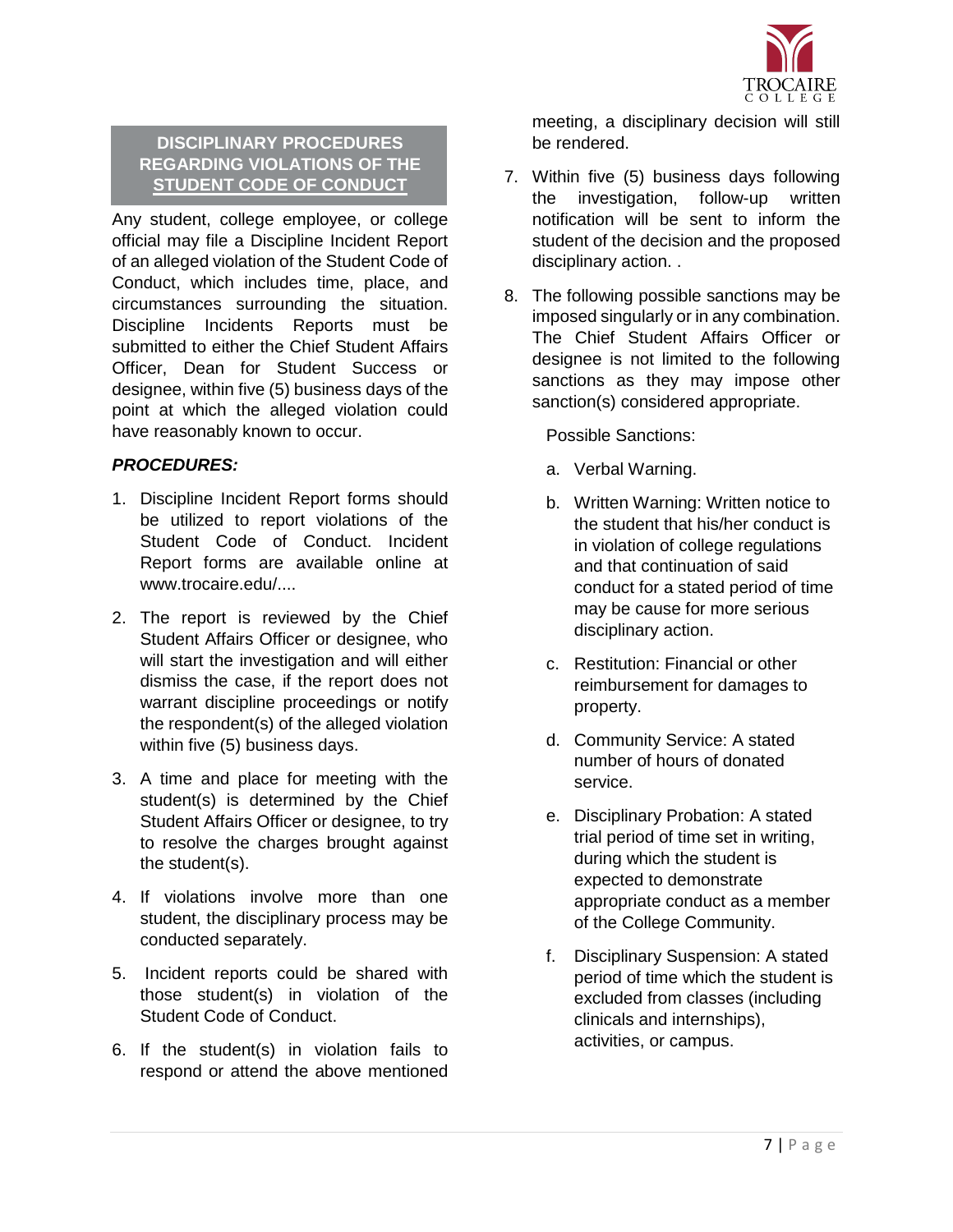## DISCIPLINARY PROCEDURES REGARDING VIOLATIONS OF THE STUDENT CODE OF CONDUCT

Any student, college employee, or college official may file a Discipline Incident Report of an alleged violation of the Student Code of Conduct, which includes time, place, and circumstances surrounding the situation. Discipline Incidents Reports must be submitted to either the Chief Student Affairs Officer, Dean for Student Success or designee, within five (5) business days of the point at which the alleged violation could have reasonably known to occur.

***PROCEDURES:***

1. Discipline Incident Report forms should be utilized to report violations of the Student Code of Conduct. Incident Report forms are available online at www.trocaire.edu/....
2. The report is reviewed by the Chief Student Affairs Officer or designee, who will start the investigation and will either dismiss the case, if the report does not warrant discipline proceedings or notify the respondent(s) of the alleged violation within five (5) business days.
3. A time and place for meeting with the student(s) is determined by the Chief Student Affairs Officer or designee, to try to resolve the charges brought against the student(s).
4. If violations involve more than one student, the disciplinary process may be conducted separately.
5. Incident reports could be shared with those student(s) in violation of the Student Code of Conduct.
6. If the student(s) in violation fails to respond or attend the above mentioned meeting, a disciplinary decision will still be rendered.
7. Within five (5) business days following the investigation, follow-up written notification will be sent to inform the student of the decision and the proposed disciplinary action. .
8. The following possible sanctions may be imposed singularly or in any combination. The Chief Student Affairs Officer or designee is not limited to the following sanctions as they may impose other sanction(s) considered appropriate.

   Possible Sanctions:

   a. Verbal Warning.
   b. Written Warning: Written notice to the student that his/her conduct is in violation of college regulations and that continuation of said conduct for a stated period of time may be cause for more serious disciplinary action.
   c. Restitution: Financial or other reimbursement for damages to property.
   d. Community Service: A stated number of hours of donated service.
   e. Disciplinary Probation: A stated trial period of time set in writing, during which the student is expected to demonstrate appropriate conduct as a member of the College Community.
   f. Disciplinary Suspension: A stated period of time which the student is excluded from classes (including clinicals and internships), activities, or campus.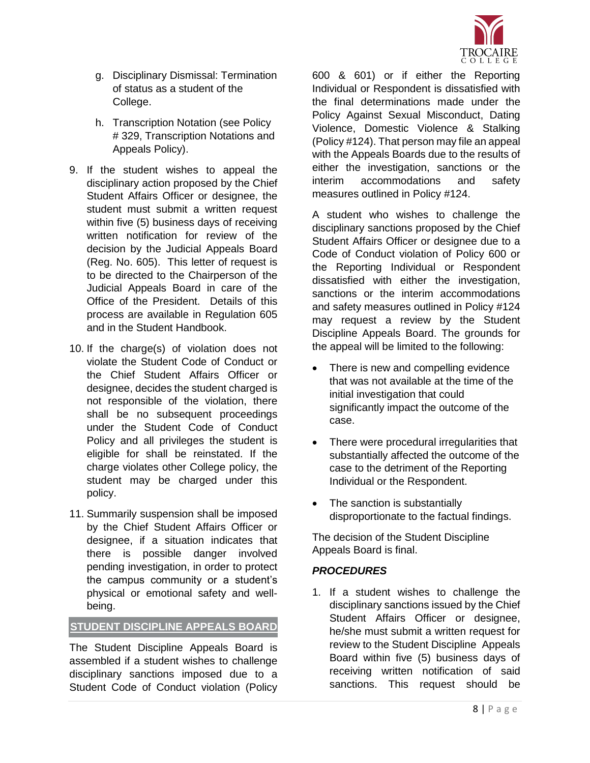g. Disciplinary Dismissal: Termination of status as a student of the College.

h. Transcription Notation (see Policy # 329, Transcription Notations and Appeals Policy).

9. If the student wishes to appeal the disciplinary action proposed by the Chief Student Affairs Officer or designee, the student must submit a written request within five (5) business days of receiving written notification for review of the decision by the Judicial Appeals Board (Reg. No. 605). This letter of request is to be directed to the Chairperson of the Judicial Appeals Board in care of the Office of the President. Details of this process are available in Regulation 605 and in the Student Handbook.

10. If the charge(s) of violation does not violate the Student Code of Conduct or the Chief Student Affairs Officer or designee, decides the student charged is not responsible of the violation, there shall be no subsequent proceedings under the Student Code of Conduct Policy and all privileges the student is eligible for shall be reinstated. If the charge violates other College policy, the student may be charged under this policy.

11. Summarily suspension shall be imposed by the Chief Student Affairs Officer or designee, if a situation indicates that there is possible danger involved pending investigation, in order to protect the campus community or a student's physical or emotional safety and well-being.

## STUDENT DISCIPLINE APPEALS BOARD

The Student Discipline Appeals Board is assembled if a student wishes to challenge disciplinary sanctions imposed due to a Student Code of Conduct violation (Policy 600 & 601) or if either the Reporting Individual or Respondent is dissatisfied with the final determinations made under the Policy Against Sexual Misconduct, Dating Violence, Domestic Violence & Stalking (Policy #124). That person may file an appeal with the Appeals Boards due to the results of either the investigation, sanctions or the interim accommodations and safety measures outlined in Policy #124.

A student who wishes to challenge the disciplinary sanctions proposed by the Chief Student Affairs Officer or designee due to a Code of Conduct violation of Policy 600 or the Reporting Individual or Respondent dissatisfied with either the investigation, sanctions or the interim accommodations and safety measures outlined in Policy #124 may request a review by the Student Discipline Appeals Board. The grounds for the appeal will be limited to the following:

- There is new and compelling evidence that was not available at the time of the initial investigation that could significantly impact the outcome of the case.
- There were procedural irregularities that substantially affected the outcome of the case to the detriment of the Reporting Individual or the Respondent.
- The sanction is substantially disproportionate to the factual findings.

The decision of the Student Discipline Appeals Board is final.

***PROCEDURES***

1. If a student wishes to challenge the disciplinary sanctions issued by the Chief Student Affairs Officer or designee, he/she must submit a written request for review to the Student Discipline Appeals Board within five (5) business days of receiving written notification of said sanctions. This request should be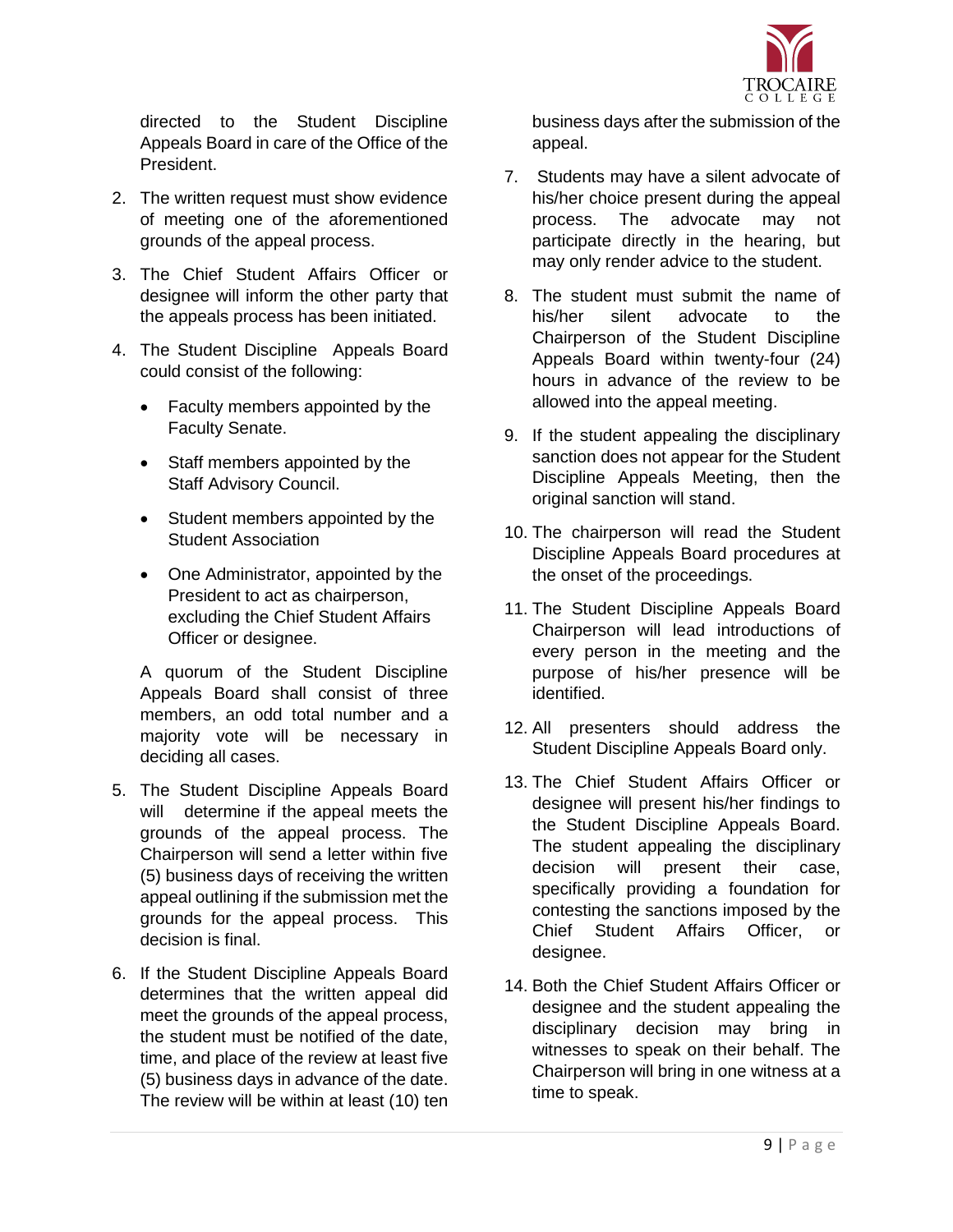directed to the Student Discipline Appeals Board in care of the Office of the President.

2. The written request must show evidence of meeting one of the aforementioned grounds of the appeal process.

3. The Chief Student Affairs Officer or designee will inform the other party that the appeals process has been initiated.

4. The Student Discipline Appeals Board could consist of the following:

   - Faculty members appointed by the Faculty Senate.
   - Staff members appointed by the Staff Advisory Council.
   - Student members appointed by the Student Association
   - One Administrator, appointed by the President to act as chairperson, excluding the Chief Student Affairs Officer or designee.

   A quorum of the Student Discipline Appeals Board shall consist of three members, an odd total number and a majority vote will be necessary in deciding all cases.

5. The Student Discipline Appeals Board will determine if the appeal meets the grounds of the appeal process. The Chairperson will send a letter within five (5) business days of receiving the written appeal outlining if the submission met the grounds for the appeal process. This decision is final.

6. If the Student Discipline Appeals Board determines that the written appeal did meet the grounds of the appeal process, the student must be notified of the date, time, and place of the review at least five (5) business days in advance of the date. The review will be within at least (10) ten business days after the submission of the appeal.

7. Students may have a silent advocate of his/her choice present during the appeal process. The advocate may not participate directly in the hearing, but may only render advice to the student.

8. The student must submit the name of his/her silent advocate to the Chairperson of the Student Discipline Appeals Board within twenty-four (24) hours in advance of the review to be allowed into the appeal meeting.

9. If the student appealing the disciplinary sanction does not appear for the Student Discipline Appeals Meeting, then the original sanction will stand.

10. The chairperson will read the Student Discipline Appeals Board procedures at the onset of the proceedings.

11. The Student Discipline Appeals Board Chairperson will lead introductions of every person in the meeting and the purpose of his/her presence will be identified.

12. All presenters should address the Student Discipline Appeals Board only.

13. The Chief Student Affairs Officer or designee will present his/her findings to the Student Discipline Appeals Board. The student appealing the disciplinary decision will present their case, specifically providing a foundation for contesting the sanctions imposed by the Chief Student Affairs Officer, or designee.

14. Both the Chief Student Affairs Officer or designee and the student appealing the disciplinary decision may bring in witnesses to speak on their behalf. The Chairperson will bring in one witness at a time to speak.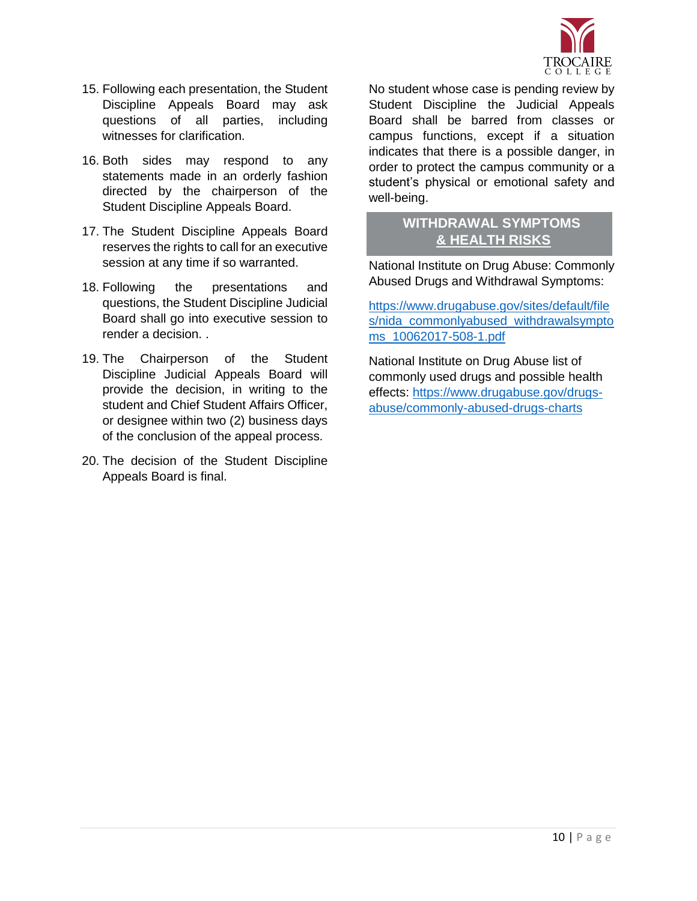15. Following each presentation, the Student Discipline Appeals Board may ask questions of all parties, including witnesses for clarification.

16. Both sides may respond to any statements made in an orderly fashion directed by the chairperson of the Student Discipline Appeals Board.

17. The Student Discipline Appeals Board reserves the rights to call for an executive session at any time if so warranted.

18. Following the presentations and questions, the Student Discipline Judicial Board shall go into executive session to render a decision. .

19. The Chairperson of the Student Discipline Judicial Appeals Board will provide the decision, in writing to the student and Chief Student Affairs Officer, or designee within two (2) business days of the conclusion of the appeal process.

20. The decision of the Student Discipline Appeals Board is final.

No student whose case is pending review by Student Discipline the Judicial Appeals Board shall be barred from classes or campus functions, except if a situation indicates that there is a possible danger, in order to protect the campus community or a student's physical or emotional safety and well-being.

## WITHDRAWAL SYMPTOMS & HEALTH RISKS

National Institute on Drug Abuse: Commonly Abused Drugs and Withdrawal Symptoms:

https://www.drugabuse.gov/sites/default/files/nida_commonlyabused_withdrawalsymptoms_10062017-508-1.pdf

National Institute on Drug Abuse list of commonly used drugs and possible health effects: https://www.drugabuse.gov/drugs-abuse/commonly-abused-drugs-charts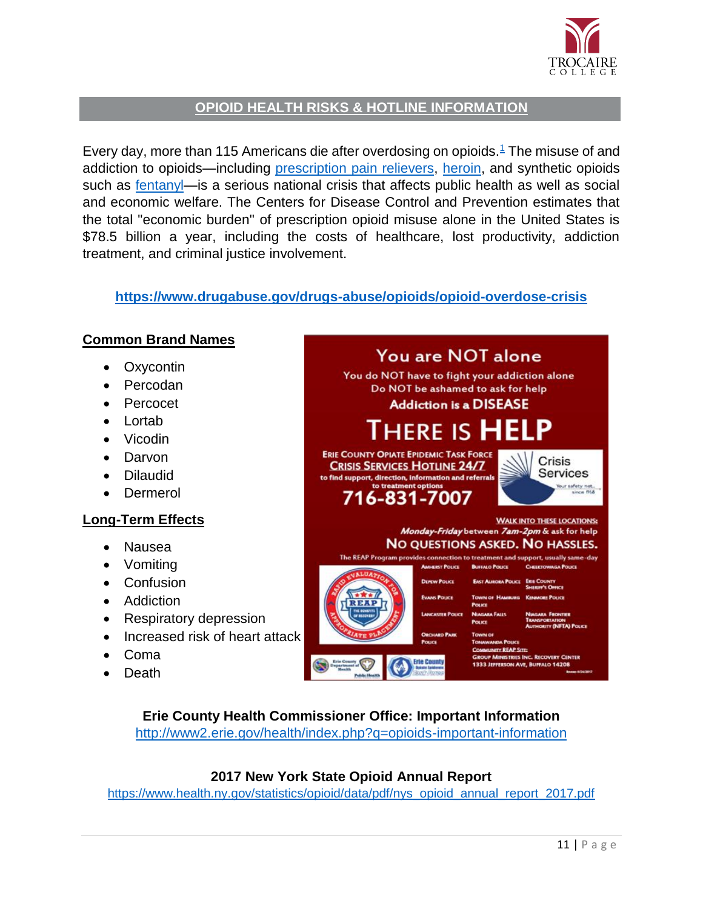## OPIOID HEALTH RISKS & HOTLINE INFORMATION

Every day, more than 115 Americans die after overdosing on opioids.[1] The misuse of and addiction to opioids—including prescription pain relievers, heroin, and synthetic opioids such as fentanyl—is a serious national crisis that affects public health as well as social and economic welfare. The Centers for Disease Control and Prevention estimates that the total "economic burden" of prescription opioid misuse alone in the United States is $78.5 billion a year, including the costs of healthcare, lost productivity, addiction treatment, and criminal justice involvement.

**https://www.drugabuse.gov/drugs-abuse/opioids/opioid-overdose-crisis**

### Common Brand Names

- Oxycontin
- Percodan
- Percocet
- Lortab
- Vicodin
- Darvon
- Dilaudid
- Dermerol

### Long-Term Effects

- Nausea
- Vomiting
- Confusion
- Addiction
- Respiratory depression
- Increased risk of heart attack
- Coma
- Death

**You are NOT alone**

You do NOT have to fight your addiction alone
Do NOT be ashamed to ask for help
**Addiction is a DISEASE**

**THERE IS HELP**

ERIE COUNTY OPIATE EPIDEMIC TASK FORCE
CRISIS SERVICES HOTLINE 24/7
to find support, direction, information and referrals to treatment options
**716-831-7007**

Crisis Services
Your safety net... since 1968

WALK INTO THESE LOCATIONS:
*Monday-Friday* between *7am-2pm* & ask for help
**NO QUESTIONS ASKED. NO HASSLES.**

The REAP Program provides connection to treatment and support, usually same-day

Rapid Evaluation for Appropriate Placement (REAP) – The Benefits of Recovery

- Amherst Police
- Buffalo Police
- Cheektowaga Police
- Depew Police
- East Aurora Police
- Erie County Sheriff's Office
- Evans Police
- Town of Hamburg Police
- Kenmore Police
- Lancaster Police
- Niagara Falls Police
- Niagara Frontier Transportation Authority (NFTA) Police
- Orchard Park Police
- Town of Tonawanda Police

Community REAP Site:
Group Ministries Inc. Recovery Center
1333 Jefferson Ave, Buffalo 14208

Erie County Department of Health – Public Health
Erie County Opiate Epidemic Task Force

**Erie County Health Commissioner Office: Important Information**
http://www2.erie.gov/health/index.php?q=opioids-important-information

**2017 New York State Opioid Annual Report**
https://www.health.ny.gov/statistics/opioid/data/pdf/nys_opioid_annual_report_2017.pdf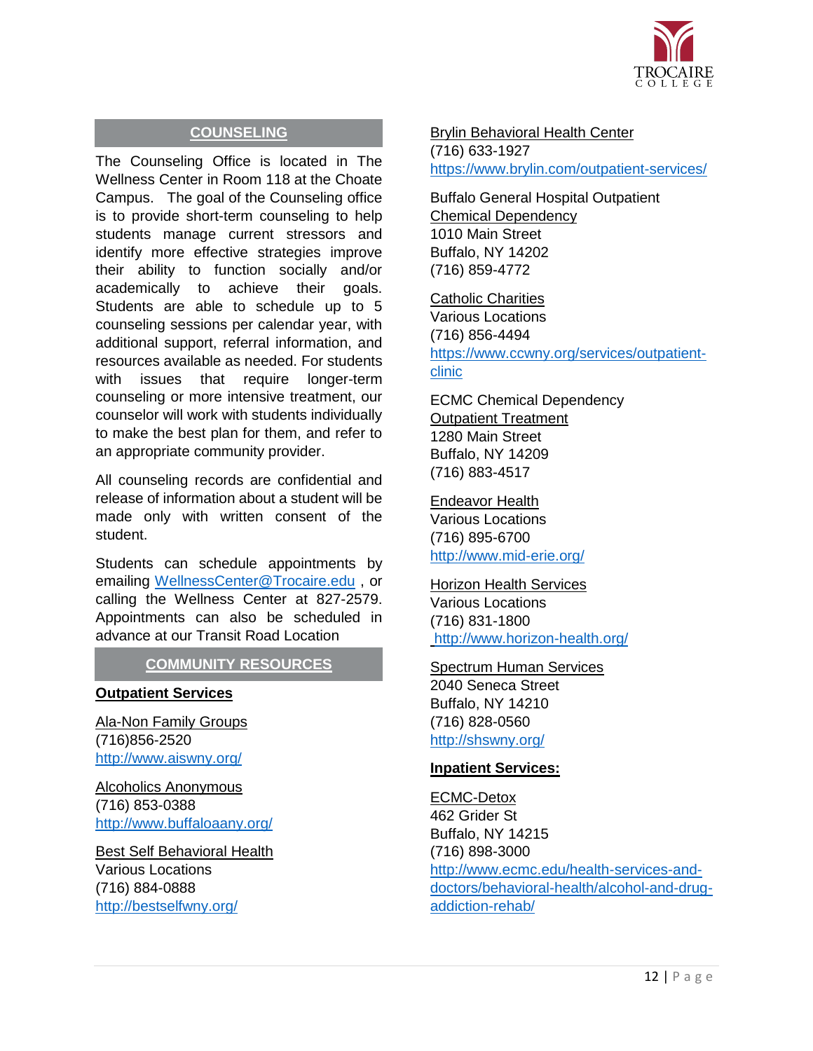## COUNSELING

The Counseling Office is located in The Wellness Center in Room 118 at the Choate Campus. The goal of the Counseling office is to provide short-term counseling to help students manage current stressors and identify more effective strategies improve their ability to function socially and/or academically to achieve their goals. Students are able to schedule up to 5 counseling sessions per calendar year, with additional support, referral information, and resources available as needed. For students with issues that require longer-term counseling or more intensive treatment, our counselor will work with students individually to make the best plan for them, and refer to an appropriate community provider.

All counseling records are confidential and release of information about a student will be made only with written consent of the student.

Students can schedule appointments by emailing WellnessCenter@Trocaire.edu , or calling the Wellness Center at 827-2579. Appointments can also be scheduled in advance at our Transit Road Location

## COMMUNITY RESOURCES

### Outpatient Services

Ala-Non Family Groups
(716)856-2520
http://www.aiswny.org/

Alcoholics Anonymous
(716) 853-0388
http://www.buffaloaany.org/

Best Self Behavioral Health
Various Locations
(716) 884-0888
http://bestselfwny.org/

Brylin Behavioral Health Center
(716) 633-1927
https://www.brylin.com/outpatient-services/

Buffalo General Hospital Outpatient Chemical Dependency
1010 Main Street
Buffalo, NY 14202
(716) 859-4772

Catholic Charities
Various Locations
(716) 856-4494
https://www.ccwny.org/services/outpatient-clinic

ECMC Chemical Dependency Outpatient Treatment
1280 Main Street
Buffalo, NY 14209
(716) 883-4517

Endeavor Health
Various Locations
(716) 895-6700
http://www.mid-erie.org/

Horizon Health Services
Various Locations
(716) 831-1800
http://www.horizon-health.org/

Spectrum Human Services
2040 Seneca Street
Buffalo, NY 14210
(716) 828-0560
http://shswny.org/

### Inpatient Services:

ECMC-Detox
462 Grider St
Buffalo, NY 14215
(716) 898-3000
http://www.ecmc.edu/health-services-and-doctors/behavioral-health/alcohol-and-drug-addiction-rehab/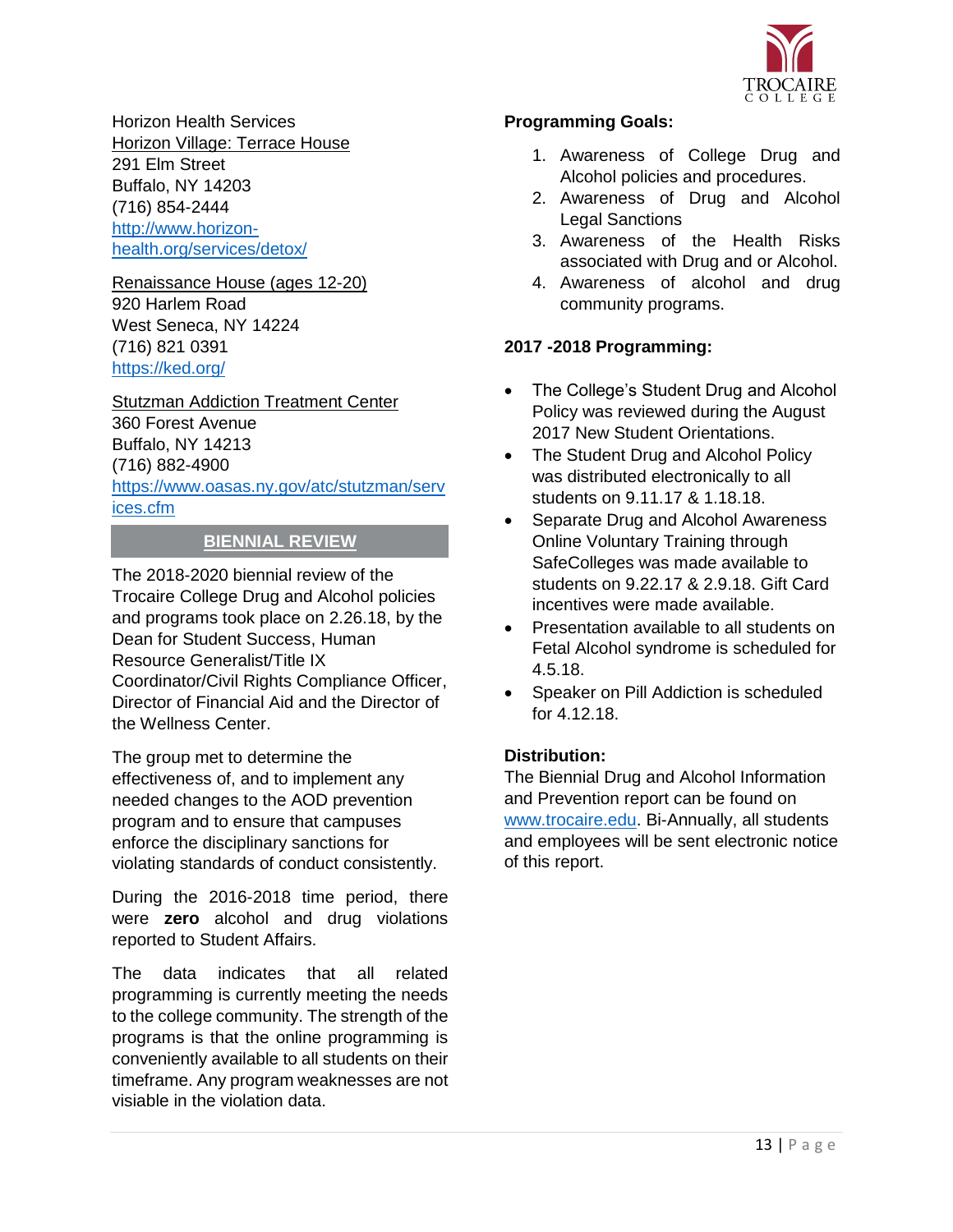Horizon Health Services

Horizon Village: Terrace House
291 Elm Street
Buffalo, NY 14203
(716) 854-2444
http://www.horizon-health.org/services/detox/

Renaissance House (ages 12-20)
920 Harlem Road
West Seneca, NY 14224
(716) 821 0391
https://ked.org/

Stutzman Addiction Treatment Center
360 Forest Avenue
Buffalo, NY 14213
(716) 882-4900
https://www.oasas.ny.gov/atc/stutzman/services.cfm

## BIENNIAL REVIEW

The 2018-2020 biennial review of the Trocaire College Drug and Alcohol policies and programs took place on 2.26.18, by the Dean for Student Success, Human Resource Generalist/Title IX Coordinator/Civil Rights Compliance Officer, Director of Financial Aid and the Director of the Wellness Center.

The group met to determine the effectiveness of, and to implement any needed changes to the AOD prevention program and to ensure that campuses enforce the disciplinary sanctions for violating standards of conduct consistently.

During the 2016-2018 time period, there were **zero** alcohol and drug violations reported to Student Affairs.

The data indicates that all related programming is currently meeting the needs to the college community. The strength of the programs is that the online programming is conveniently available to all students on their timeframe. Any program weaknesses are not visiable in the violation data.

**Programming Goals:**

1. Awareness of College Drug and Alcohol policies and procedures.
2. Awareness of Drug and Alcohol Legal Sanctions
3. Awareness of the Health Risks associated with Drug and or Alcohol.
4. Awareness of alcohol and drug community programs.

**2017 -2018 Programming:**

- The College's Student Drug and Alcohol Policy was reviewed during the August 2017 New Student Orientations.
- The Student Drug and Alcohol Policy was distributed electronically to all students on 9.11.17 & 1.18.18.
- Separate Drug and Alcohol Awareness Online Voluntary Training through SafeColleges was made available to students on 9.22.17 & 2.9.18. Gift Card incentives were made available.
- Presentation available to all students on Fetal Alcohol syndrome is scheduled for 4.5.18.
- Speaker on Pill Addiction is scheduled for 4.12.18.

**Distribution:**

The Biennial Drug and Alcohol Information and Prevention report can be found on www.trocaire.edu. Bi-Annually, all students and employees will be sent electronic notice of this report.